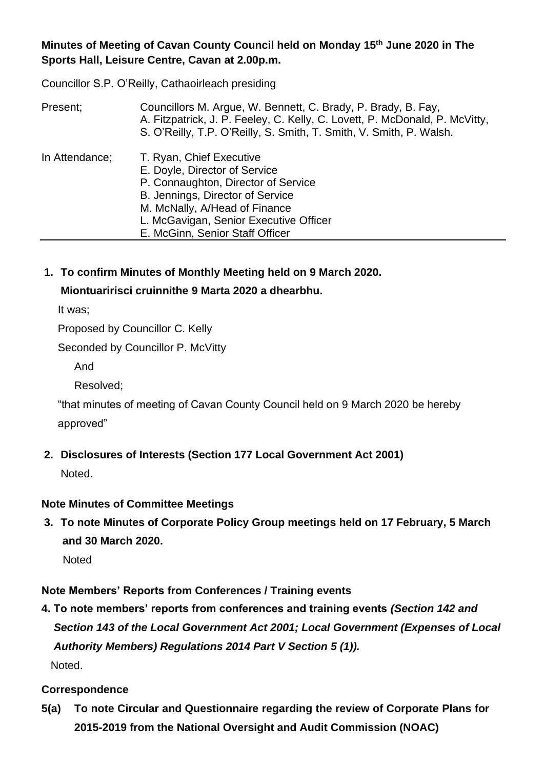**Minutes of Meeting of Cavan County Council held on Monday 15th June 2020 in The Sports Hall, Leisure Centre, Cavan at 2.00p.m.**

Councillor S.P. O'Reilly, Cathaoirleach presiding

| | |
|---|---|
| Present; | Councillors M. Argue, W. Bennett, C. Brady, P. Brady, B. Fay, A. Fitzpatrick, J. P. Feeley, C. Kelly, C. Lovett, P. McDonald, P. McVitty, S. O'Reilly, T.P. O'Reilly, S. Smith, T. Smith, V. Smith, P. Walsh. |
| In Attendance; | T. Ryan, Chief Executive<br>E. Doyle, Director of Service<br>P. Connaughton, Director of Service<br>B. Jennings, Director of Service<br>M. McNally, A/Head of Finance<br>L. McGavigan, Senior Executive Officer<br>E. McGinn, Senior Staff Officer |

**1. To confirm Minutes of Monthly Meeting held on 9 March 2020.**
**Miontuaririsci cruinnithe 9 Marta 2020 a dhearbhu.**

It was;

Proposed by Councillor C. Kelly

Seconded by Councillor P. McVitty

And

Resolved;

"that minutes of meeting of Cavan County Council held on 9 March 2020 be hereby approved"

**2. Disclosures of Interests (Section 177 Local Government Act 2001)**

Noted.

**Note Minutes of Committee Meetings**

**3. To note Minutes of Corporate Policy Group meetings held on 17 February, 5 March and 30 March 2020.**

Noted

**Note Members' Reports from Conferences / Training events**

**4. To note members' reports from conferences and training events *(Section 142 and Section 143 of the Local Government Act 2001; Local Government (Expenses of Local Authority Members) Regulations 2014 Part V Section 5 (1)).***

Noted.

**Correspondence**

**5(a) To note Circular and Questionnaire regarding the review of Corporate Plans for 2015-2019 from the National Oversight and Audit Commission (NOAC)**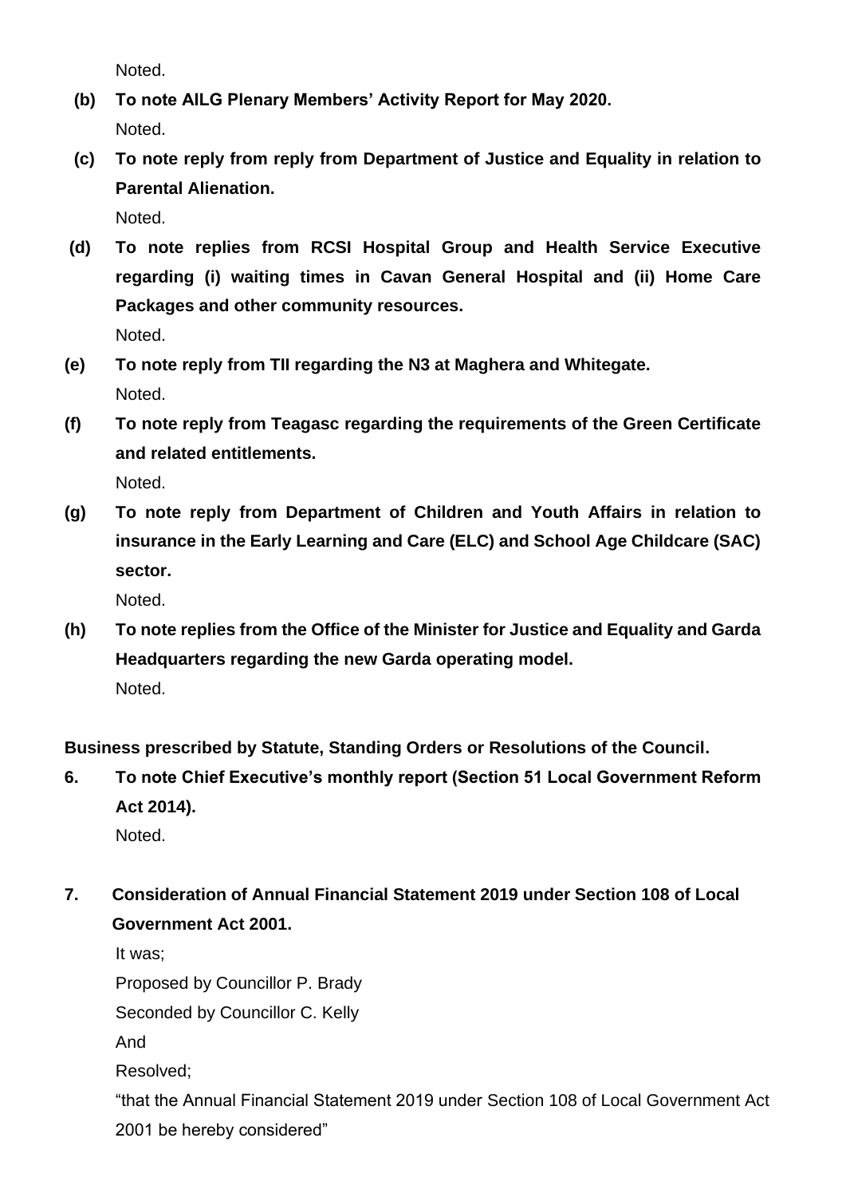Noted.

**(b) To note AILG Plenary Members' Activity Report for May 2020.**

Noted.

**(c) To note reply from reply from Department of Justice and Equality in relation to Parental Alienation.**

Noted.

**(d) To note replies from RCSI Hospital Group and Health Service Executive regarding (i) waiting times in Cavan General Hospital and (ii) Home Care Packages and other community resources.**

Noted.

**(e) To note reply from TII regarding the N3 at Maghera and Whitegate.**

Noted.

**(f) To note reply from Teagasc regarding the requirements of the Green Certificate and related entitlements.**

Noted.

**(g) To note reply from Department of Children and Youth Affairs in relation to insurance in the Early Learning and Care (ELC) and School Age Childcare (SAC) sector.**

Noted.

**(h) To note replies from the Office of the Minister for Justice and Equality and Garda Headquarters regarding the new Garda operating model.**

Noted.

**Business prescribed by Statute, Standing Orders or Resolutions of the Council.**

**6. To note Chief Executive's monthly report (Section 51 Local Government Reform Act 2014).**

Noted.

**7. Consideration of Annual Financial Statement 2019 under Section 108 of Local Government Act 2001.**

It was;

Proposed by Councillor P. Brady

Seconded by Councillor C. Kelly

And

Resolved;

"that the Annual Financial Statement 2019 under Section 108 of Local Government Act 2001 be hereby considered"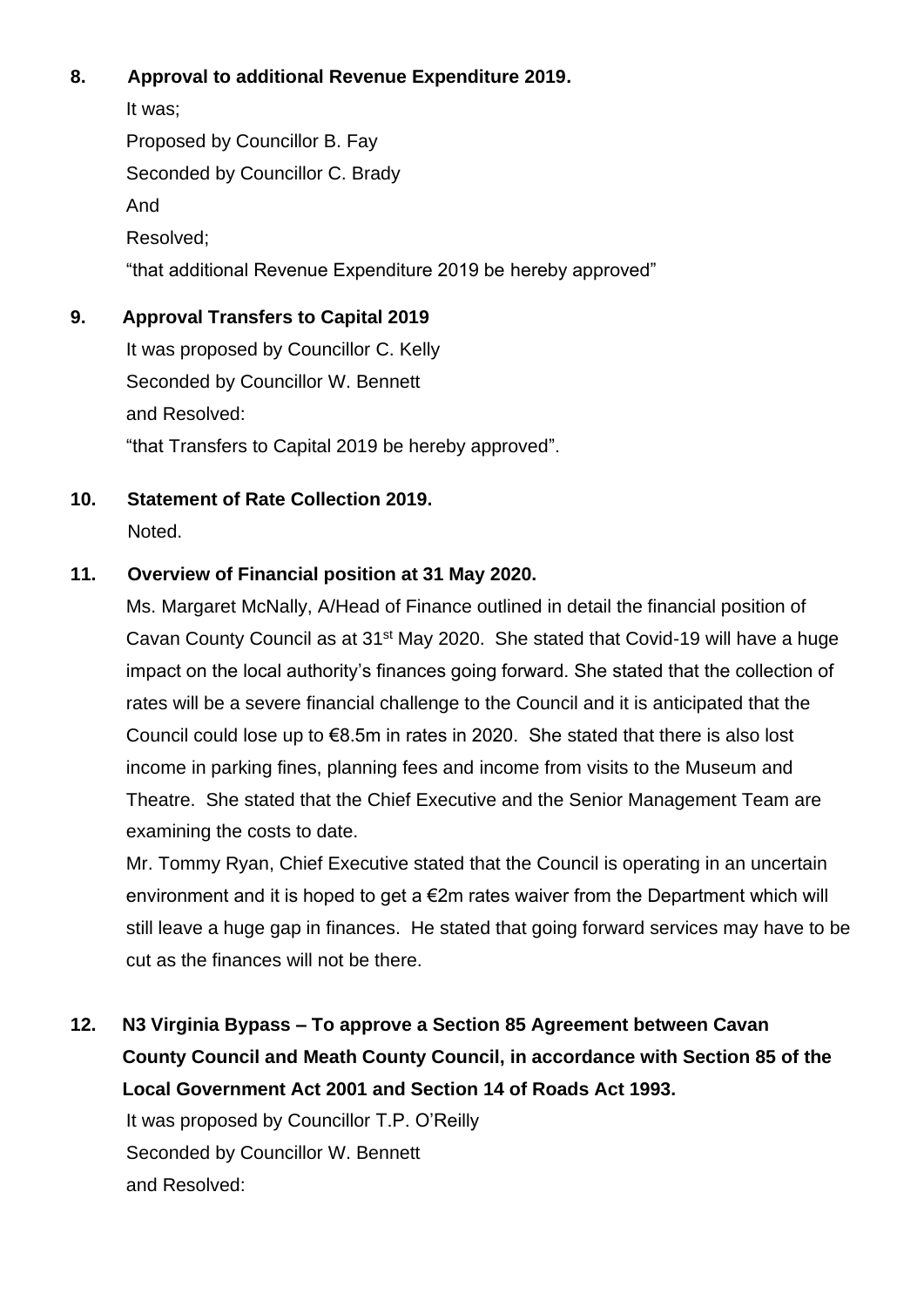**8. Approval to additional Revenue Expenditure 2019.**

It was;

Proposed by Councillor B. Fay

Seconded by Councillor C. Brady

And

Resolved;

"that additional Revenue Expenditure 2019 be hereby approved"

**9. Approval Transfers to Capital 2019**

It was proposed by Councillor C. Kelly

Seconded by Councillor W. Bennett

and Resolved:

"that Transfers to Capital 2019 be hereby approved".

**10. Statement of Rate Collection 2019.**

Noted.

**11. Overview of Financial position at 31 May 2020.**

Ms. Margaret McNally, A/Head of Finance outlined in detail the financial position of Cavan County Council as at 31st May 2020. She stated that Covid-19 will have a huge impact on the local authority's finances going forward. She stated that the collection of rates will be a severe financial challenge to the Council and it is anticipated that the Council could lose up to €8.5m in rates in 2020. She stated that there is also lost income in parking fines, planning fees and income from visits to the Museum and Theatre. She stated that the Chief Executive and the Senior Management Team are examining the costs to date.

Mr. Tommy Ryan, Chief Executive stated that the Council is operating in an uncertain environment and it is hoped to get a €2m rates waiver from the Department which will still leave a huge gap in finances. He stated that going forward services may have to be cut as the finances will not be there.

**12. N3 Virginia Bypass – To approve a Section 85 Agreement between Cavan County Council and Meath County Council, in accordance with Section 85 of the Local Government Act 2001 and Section 14 of Roads Act 1993.**

It was proposed by Councillor T.P. O'Reilly

Seconded by Councillor W. Bennett

and Resolved: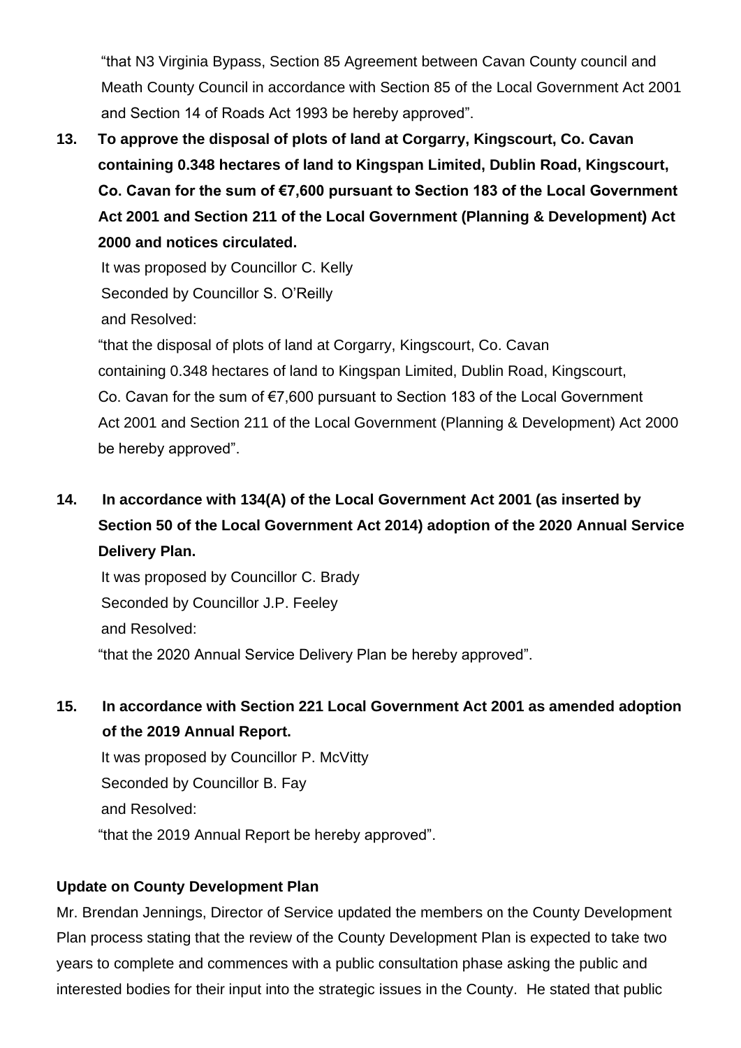"that N3 Virginia Bypass, Section 85 Agreement between Cavan County council and Meath County Council in accordance with Section 85 of the Local Government Act 2001 and Section 14 of Roads Act 1993 be hereby approved".

**13. To approve the disposal of plots of land at Corgarry, Kingscourt, Co. Cavan containing 0.348 hectares of land to Kingspan Limited, Dublin Road, Kingscourt, Co. Cavan for the sum of €7,600 pursuant to Section 183 of the Local Government Act 2001 and Section 211 of the Local Government (Planning & Development) Act 2000 and notices circulated.**

It was proposed by Councillor C. Kelly
Seconded by Councillor S. O'Reilly
and Resolved:

"that the disposal of plots of land at Corgarry, Kingscourt, Co. Cavan containing 0.348 hectares of land to Kingspan Limited, Dublin Road, Kingscourt, Co. Cavan for the sum of €7,600 pursuant to Section 183 of the Local Government Act 2001 and Section 211 of the Local Government (Planning & Development) Act 2000 be hereby approved".

**14. In accordance with 134(A) of the Local Government Act 2001 (as inserted by Section 50 of the Local Government Act 2014) adoption of the 2020 Annual Service Delivery Plan.**

It was proposed by Councillor C. Brady
Seconded by Councillor J.P. Feeley
and Resolved:

"that the 2020 Annual Service Delivery Plan be hereby approved".

**15. In accordance with Section 221 Local Government Act 2001 as amended adoption of the 2019 Annual Report.**

It was proposed by Councillor P. McVitty
Seconded by Councillor B. Fay
and Resolved:

"that the 2019 Annual Report be hereby approved".

**Update on County Development Plan**

Mr. Brendan Jennings, Director of Service updated the members on the County Development Plan process stating that the review of the County Development Plan is expected to take two years to complete and commences with a public consultation phase asking the public and interested bodies for their input into the strategic issues in the County. He stated that public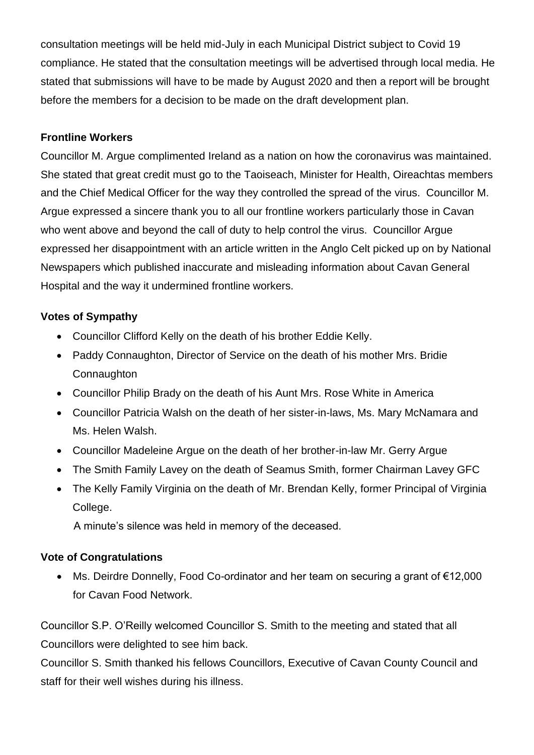consultation meetings will be held mid-July in each Municipal District subject to Covid 19 compliance. He stated that the consultation meetings will be advertised through local media. He stated that submissions will have to be made by August 2020 and then a report will be brought before the members for a decision to be made on the draft development plan.

**Frontline Workers**

Councillor M. Argue complimented Ireland as a nation on how the coronavirus was maintained. She stated that great credit must go to the Taoiseach, Minister for Health, Oireachtas members and the Chief Medical Officer for the way they controlled the spread of the virus. Councillor M. Argue expressed a sincere thank you to all our frontline workers particularly those in Cavan who went above and beyond the call of duty to help control the virus. Councillor Argue expressed her disappointment with an article written in the Anglo Celt picked up on by National Newspapers which published inaccurate and misleading information about Cavan General Hospital and the way it undermined frontline workers.

**Votes of Sympathy**

- Councillor Clifford Kelly on the death of his brother Eddie Kelly.
- Paddy Connaughton, Director of Service on the death of his mother Mrs. Bridie Connaughton
- Councillor Philip Brady on the death of his Aunt Mrs. Rose White in America
- Councillor Patricia Walsh on the death of her sister-in-laws, Ms. Mary McNamara and Ms. Helen Walsh.
- Councillor Madeleine Argue on the death of her brother-in-law Mr. Gerry Argue
- The Smith Family Lavey on the death of Seamus Smith, former Chairman Lavey GFC
- The Kelly Family Virginia on the death of Mr. Brendan Kelly, former Principal of Virginia College.

A minute's silence was held in memory of the deceased.

**Vote of Congratulations**

- Ms. Deirdre Donnelly, Food Co-ordinator and her team on securing a grant of €12,000 for Cavan Food Network.

Councillor S.P. O'Reilly welcomed Councillor S. Smith to the meeting and stated that all Councillors were delighted to see him back.

Councillor S. Smith thanked his fellows Councillors, Executive of Cavan County Council and staff for their well wishes during his illness.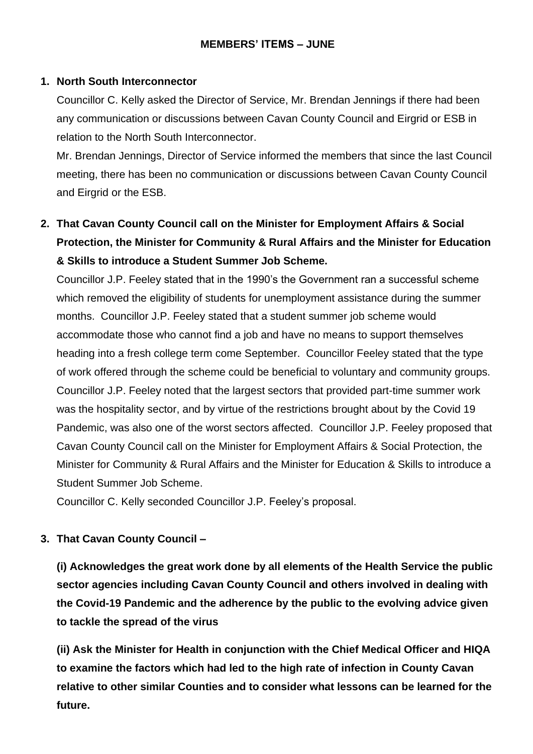## MEMBERS' ITEMS – JUNE

**1. North South Interconnector**

Councillor C. Kelly asked the Director of Service, Mr. Brendan Jennings if there had been any communication or discussions between Cavan County Council and Eirgrid or ESB in relation to the North South Interconnector.

Mr. Brendan Jennings, Director of Service informed the members that since the last Council meeting, there has been no communication or discussions between Cavan County Council and Eirgrid or the ESB.

**2. That Cavan County Council call on the Minister for Employment Affairs & Social Protection, the Minister for Community & Rural Affairs and the Minister for Education & Skills to introduce a Student Summer Job Scheme.**

Councillor J.P. Feeley stated that in the 1990's the Government ran a successful scheme which removed the eligibility of students for unemployment assistance during the summer months. Councillor J.P. Feeley stated that a student summer job scheme would accommodate those who cannot find a job and have no means to support themselves heading into a fresh college term come September. Councillor Feeley stated that the type of work offered through the scheme could be beneficial to voluntary and community groups. Councillor J.P. Feeley noted that the largest sectors that provided part-time summer work was the hospitality sector, and by virtue of the restrictions brought about by the Covid 19 Pandemic, was also one of the worst sectors affected. Councillor J.P. Feeley proposed that Cavan County Council call on the Minister for Employment Affairs & Social Protection, the Minister for Community & Rural Affairs and the Minister for Education & Skills to introduce a Student Summer Job Scheme.

Councillor C. Kelly seconded Councillor J.P. Feeley's proposal.

**3. That Cavan County Council –**

**(i) Acknowledges the great work done by all elements of the Health Service the public sector agencies including Cavan County Council and others involved in dealing with the Covid-19 Pandemic and the adherence by the public to the evolving advice given to tackle the spread of the virus**

**(ii) Ask the Minister for Health in conjunction with the Chief Medical Officer and HIQA to examine the factors which had led to the high rate of infection in County Cavan relative to other similar Counties and to consider what lessons can be learned for the future.**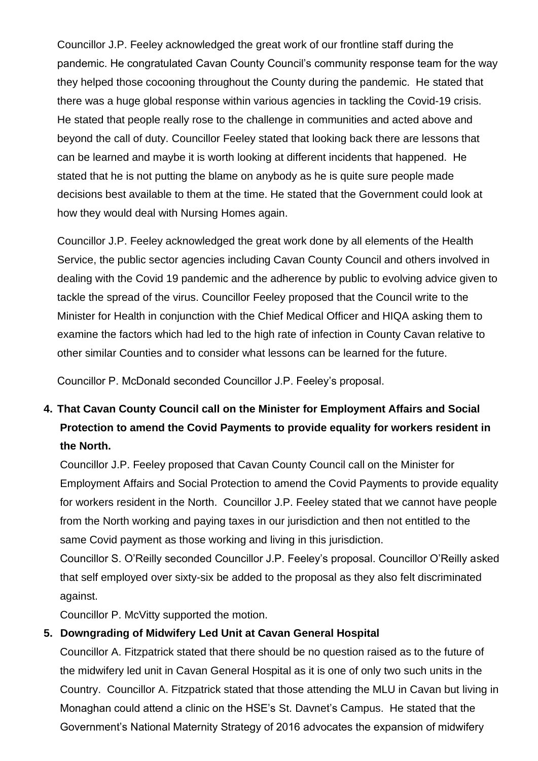Councillor J.P. Feeley acknowledged the great work of our frontline staff during the pandemic. He congratulated Cavan County Council's community response team for the way they helped those cocooning throughout the County during the pandemic. He stated that there was a huge global response within various agencies in tackling the Covid-19 crisis. He stated that people really rose to the challenge in communities and acted above and beyond the call of duty. Councillor Feeley stated that looking back there are lessons that can be learned and maybe it is worth looking at different incidents that happened. He stated that he is not putting the blame on anybody as he is quite sure people made decisions best available to them at the time. He stated that the Government could look at how they would deal with Nursing Homes again.

Councillor J.P. Feeley acknowledged the great work done by all elements of the Health Service, the public sector agencies including Cavan County Council and others involved in dealing with the Covid 19 pandemic and the adherence by public to evolving advice given to tackle the spread of the virus. Councillor Feeley proposed that the Council write to the Minister for Health in conjunction with the Chief Medical Officer and HIQA asking them to examine the factors which had led to the high rate of infection in County Cavan relative to other similar Counties and to consider what lessons can be learned for the future.

Councillor P. McDonald seconded Councillor J.P. Feeley's proposal.

**4. That Cavan County Council call on the Minister for Employment Affairs and Social Protection to amend the Covid Payments to provide equality for workers resident in the North.**

Councillor J.P. Feeley proposed that Cavan County Council call on the Minister for Employment Affairs and Social Protection to amend the Covid Payments to provide equality for workers resident in the North. Councillor J.P. Feeley stated that we cannot have people from the North working and paying taxes in our jurisdiction and then not entitled to the same Covid payment as those working and living in this jurisdiction.

Councillor S. O'Reilly seconded Councillor J.P. Feeley's proposal. Councillor O'Reilly asked that self employed over sixty-six be added to the proposal as they also felt discriminated against.

Councillor P. McVitty supported the motion.

**5. Downgrading of Midwifery Led Unit at Cavan General Hospital**

Councillor A. Fitzpatrick stated that there should be no question raised as to the future of the midwifery led unit in Cavan General Hospital as it is one of only two such units in the Country. Councillor A. Fitzpatrick stated that those attending the MLU in Cavan but living in Monaghan could attend a clinic on the HSE's St. Davnet's Campus. He stated that the Government's National Maternity Strategy of 2016 advocates the expansion of midwifery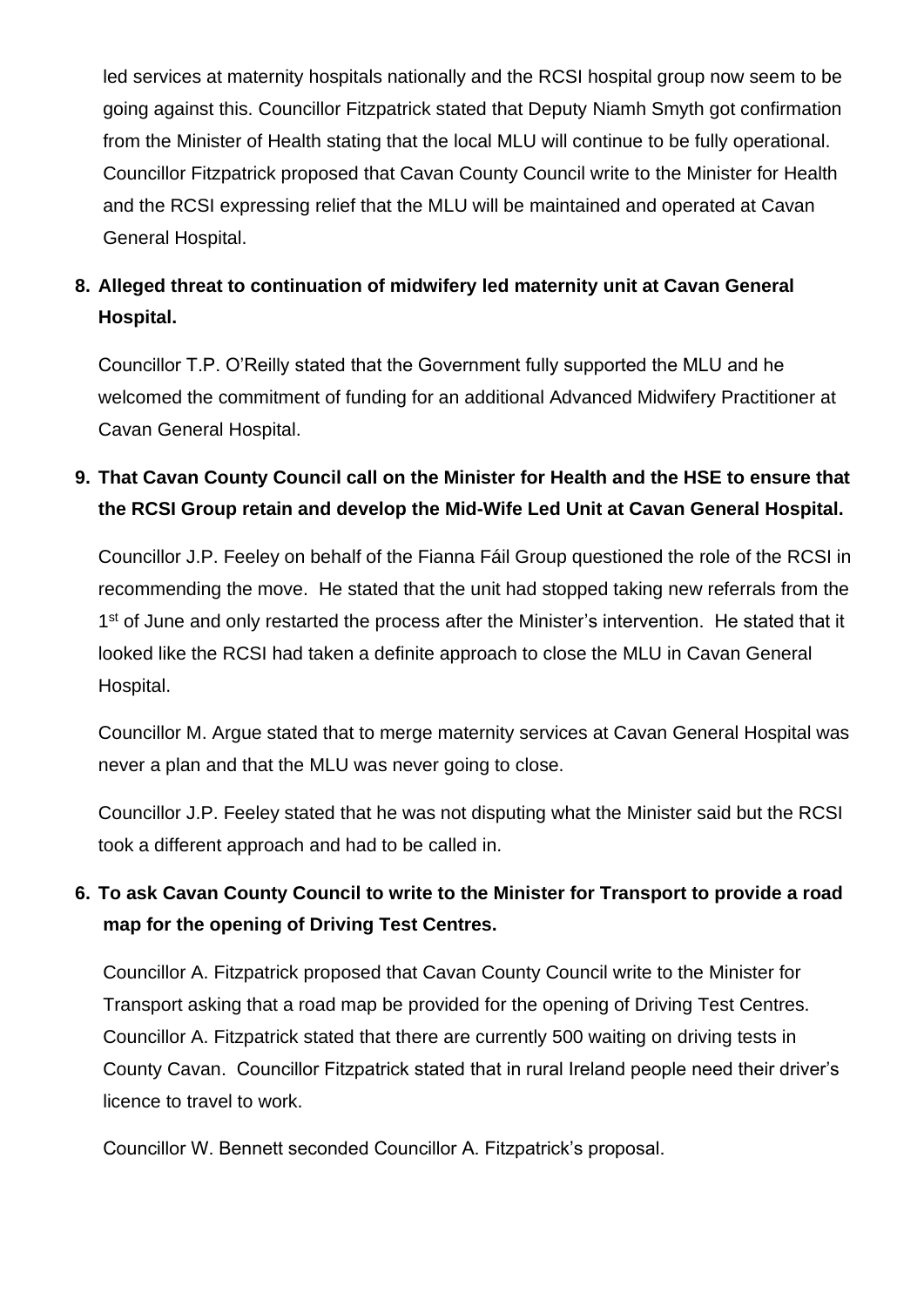led services at maternity hospitals nationally and the RCSI hospital group now seem to be going against this. Councillor Fitzpatrick stated that Deputy Niamh Smyth got confirmation from the Minister of Health stating that the local MLU will continue to be fully operational. Councillor Fitzpatrick proposed that Cavan County Council write to the Minister for Health and the RCSI expressing relief that the MLU will be maintained and operated at Cavan General Hospital.

**8. Alleged threat to continuation of midwifery led maternity unit at Cavan General Hospital.**

Councillor T.P. O'Reilly stated that the Government fully supported the MLU and he welcomed the commitment of funding for an additional Advanced Midwifery Practitioner at Cavan General Hospital.

**9. That Cavan County Council call on the Minister for Health and the HSE to ensure that the RCSI Group retain and develop the Mid-Wife Led Unit at Cavan General Hospital.**

Councillor J.P. Feeley on behalf of the Fianna Fáil Group questioned the role of the RCSI in recommending the move. He stated that the unit had stopped taking new referrals from the 1st of June and only restarted the process after the Minister's intervention. He stated that it looked like the RCSI had taken a definite approach to close the MLU in Cavan General Hospital.

Councillor M. Argue stated that to merge maternity services at Cavan General Hospital was never a plan and that the MLU was never going to close.

Councillor J.P. Feeley stated that he was not disputing what the Minister said but the RCSI took a different approach and had to be called in.

**6. To ask Cavan County Council to write to the Minister for Transport to provide a road map for the opening of Driving Test Centres.**

Councillor A. Fitzpatrick proposed that Cavan County Council write to the Minister for Transport asking that a road map be provided for the opening of Driving Test Centres. Councillor A. Fitzpatrick stated that there are currently 500 waiting on driving tests in County Cavan. Councillor Fitzpatrick stated that in rural Ireland people need their driver's licence to travel to work.

Councillor W. Bennett seconded Councillor A. Fitzpatrick's proposal.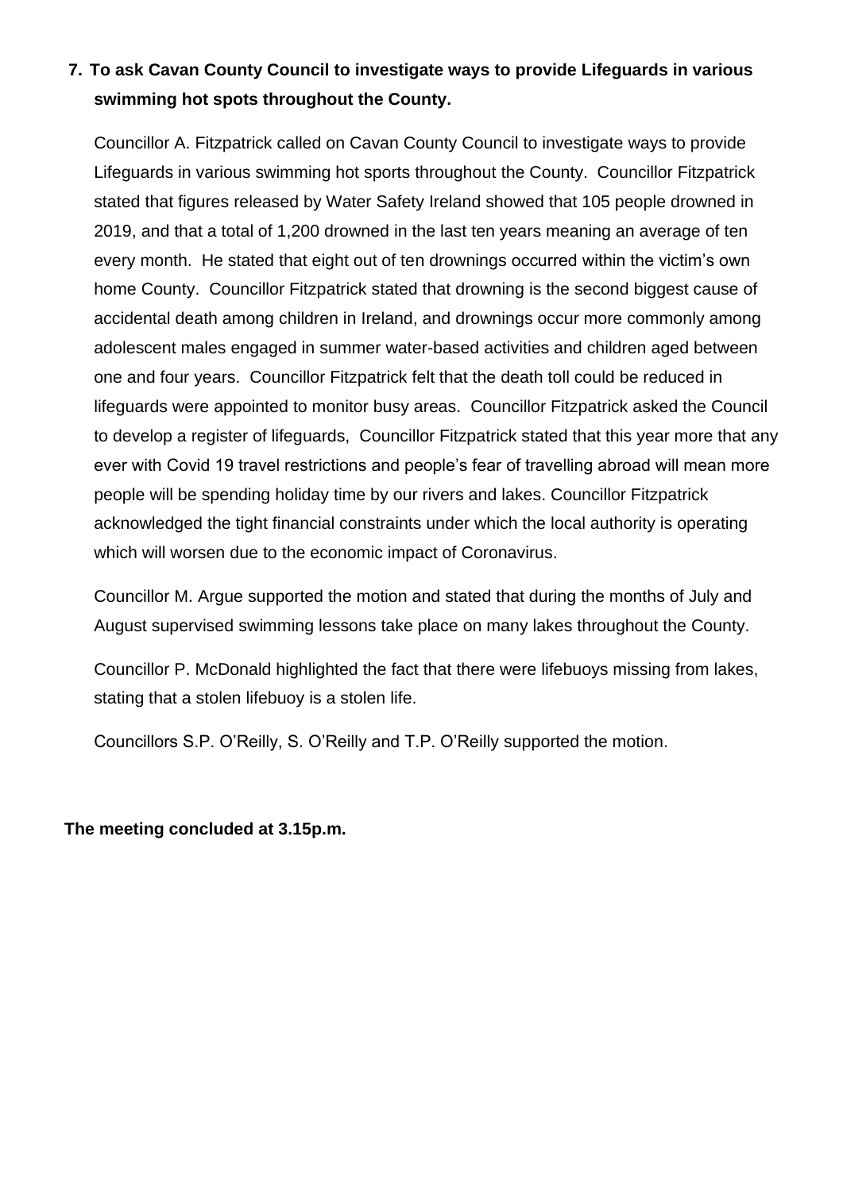7. **To ask Cavan County Council to investigate ways to provide Lifeguards in various swimming hot spots throughout the County.**

Councillor A. Fitzpatrick called on Cavan County Council to investigate ways to provide Lifeguards in various swimming hot sports throughout the County. Councillor Fitzpatrick stated that figures released by Water Safety Ireland showed that 105 people drowned in 2019, and that a total of 1,200 drowned in the last ten years meaning an average of ten every month. He stated that eight out of ten drownings occurred within the victim's own home County. Councillor Fitzpatrick stated that drowning is the second biggest cause of accidental death among children in Ireland, and drownings occur more commonly among adolescent males engaged in summer water-based activities and children aged between one and four years. Councillor Fitzpatrick felt that the death toll could be reduced in lifeguards were appointed to monitor busy areas. Councillor Fitzpatrick asked the Council to develop a register of lifeguards, Councillor Fitzpatrick stated that this year more that any ever with Covid 19 travel restrictions and people's fear of travelling abroad will mean more people will be spending holiday time by our rivers and lakes. Councillor Fitzpatrick acknowledged the tight financial constraints under which the local authority is operating which will worsen due to the economic impact of Coronavirus.

Councillor M. Argue supported the motion and stated that during the months of July and August supervised swimming lessons take place on many lakes throughout the County.

Councillor P. McDonald highlighted the fact that there were lifebuoys missing from lakes, stating that a stolen lifebuoy is a stolen life.

Councillors S.P. O'Reilly, S. O'Reilly and T.P. O'Reilly supported the motion.

**The meeting concluded at 3.15p.m.**